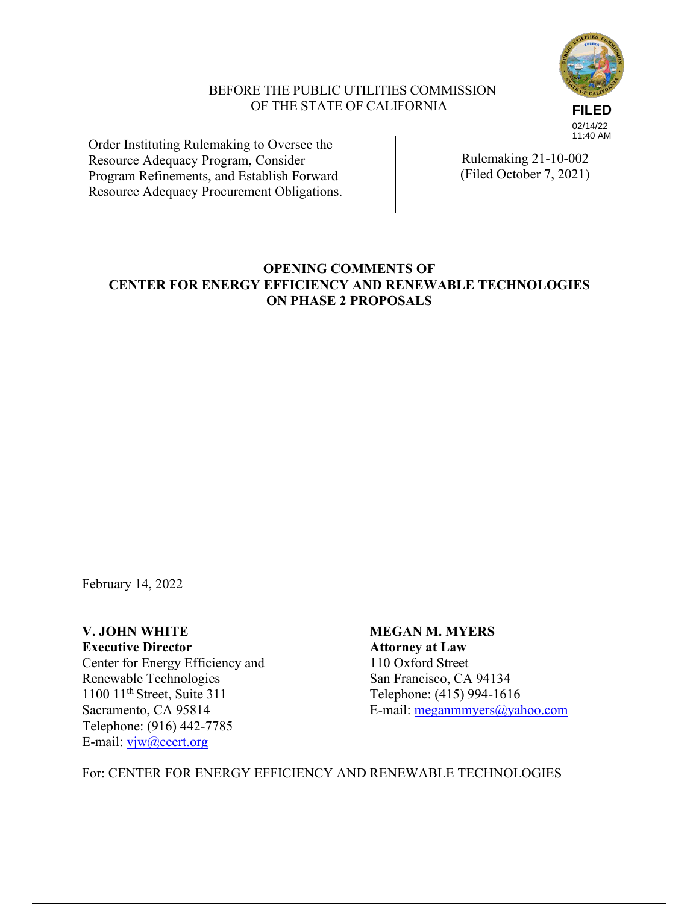BEFORE THE PUBLIC UTILITIES COMMISSION
OF THE STATE OF CALIFORNIA

FILED
02/14/22
11:40 AM

| Order Instituting Rulemaking to Oversee the Resource Adequacy Program, Consider Program Refinements, and Establish Forward Resource Adequacy Procurement Obligations. | Rulemaking 21-10-002 (Filed October 7, 2021) |
|---|---|

**OPENING COMMENTS OF**
**CENTER FOR ENERGY EFFICIENCY AND RENEWABLE TECHNOLOGIES**
**ON PHASE 2 PROPOSALS**

February 14, 2022

**V. JOHN WHITE**
**Executive Director**
Center for Energy Efficiency and
Renewable Technologies
1100 11th Street, Suite 311
Sacramento, CA 95814
Telephone: (916) 442-7785
E-mail: vjw@ceert.org

**MEGAN M. MYERS**
**Attorney at Law**
110 Oxford Street
San Francisco, CA 94134
Telephone: (415) 994-1616
E-mail: meganmmyers@yahoo.com

For: CENTER FOR ENERGY EFFICIENCY AND RENEWABLE TECHNOLOGIES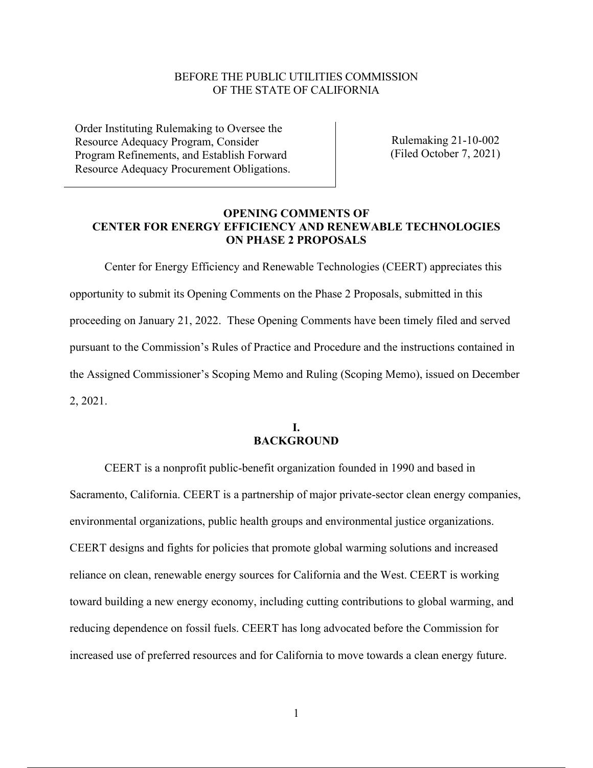BEFORE THE PUBLIC UTILITIES COMMISSION
OF THE STATE OF CALIFORNIA

| | |
|---|---|
| Order Instituting Rulemaking to Oversee the Resource Adequacy Program, Consider Program Refinements, and Establish Forward Resource Adequacy Procurement Obligations. | Rulemaking 21-10-002 (Filed October 7, 2021) |

**OPENING COMMENTS OF CENTER FOR ENERGY EFFICIENCY AND RENEWABLE TECHNOLOGIES ON PHASE 2 PROPOSALS**

Center for Energy Efficiency and Renewable Technologies (CEERT) appreciates this opportunity to submit its Opening Comments on the Phase 2 Proposals, submitted in this proceeding on January 21, 2022. These Opening Comments have been timely filed and served pursuant to the Commission's Rules of Practice and Procedure and the instructions contained in the Assigned Commissioner's Scoping Memo and Ruling (Scoping Memo), issued on December 2, 2021.

## I. BACKGROUND

CEERT is a nonprofit public-benefit organization founded in 1990 and based in Sacramento, California. CEERT is a partnership of major private-sector clean energy companies, environmental organizations, public health groups and environmental justice organizations. CEERT designs and fights for policies that promote global warming solutions and increased reliance on clean, renewable energy sources for California and the West. CEERT is working toward building a new energy economy, including cutting contributions to global warming, and reducing dependence on fossil fuels. CEERT has long advocated before the Commission for increased use of preferred resources and for California to move towards a clean energy future.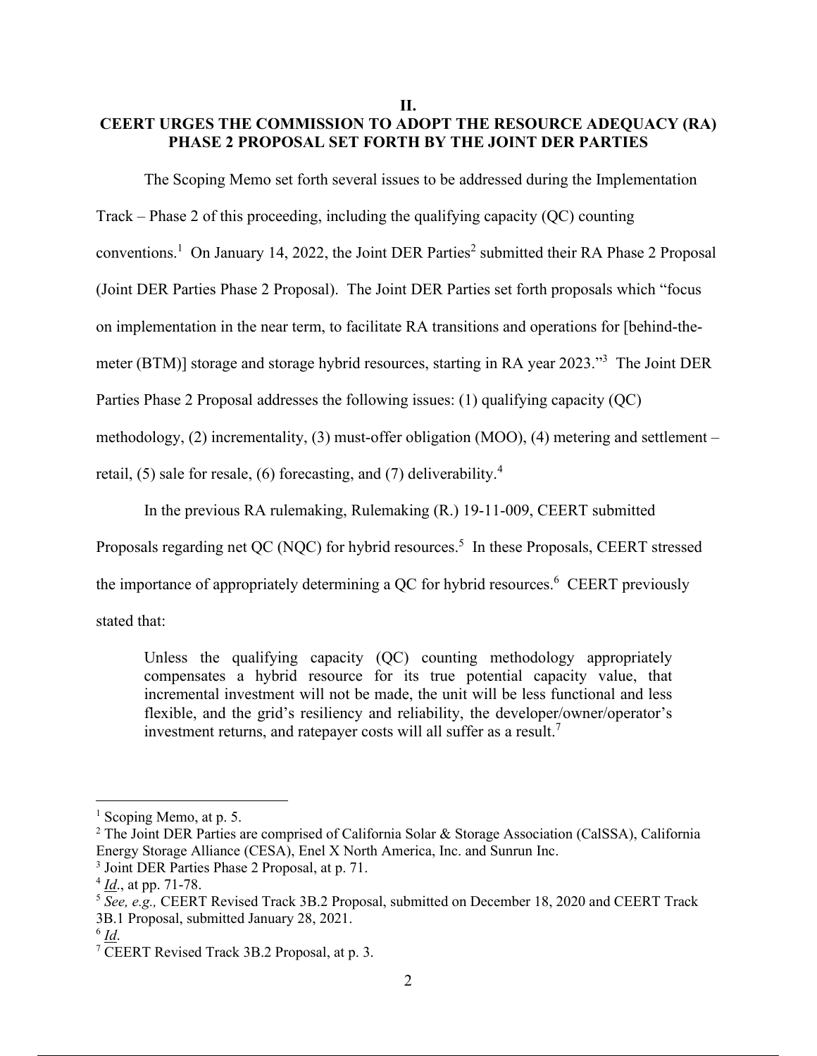## II.
## CEERT URGES THE COMMISSION TO ADOPT THE RESOURCE ADEQUACY (RA) PHASE 2 PROPOSAL SET FORTH BY THE JOINT DER PARTIES

The Scoping Memo set forth several issues to be addressed during the Implementation Track – Phase 2 of this proceeding, including the qualifying capacity (QC) counting conventions.[1] On January 14, 2022, the Joint DER Parties[2] submitted their RA Phase 2 Proposal (Joint DER Parties Phase 2 Proposal). The Joint DER Parties set forth proposals which "focus on implementation in the near term, to facilitate RA transitions and operations for [behind-the-meter (BTM)] storage and storage hybrid resources, starting in RA year 2023."[3] The Joint DER Parties Phase 2 Proposal addresses the following issues: (1) qualifying capacity (QC) methodology, (2) incrementality, (3) must-offer obligation (MOO), (4) metering and settlement – retail, (5) sale for resale, (6) forecasting, and (7) deliverability.[4]

In the previous RA rulemaking, Rulemaking (R.) 19-11-009, CEERT submitted Proposals regarding net QC (NQC) for hybrid resources.[5] In these Proposals, CEERT stressed the importance of appropriately determining a QC for hybrid resources.[6] CEERT previously stated that:

> Unless the qualifying capacity (QC) counting methodology appropriately compensates a hybrid resource for its true potential capacity value, that incremental investment will not be made, the unit will be less functional and less flexible, and the grid's resiliency and reliability, the developer/owner/operator's investment returns, and ratepayer costs will all suffer as a result.[7]

---

[1] Scoping Memo, at p. 5.

[2] The Joint DER Parties are comprised of California Solar & Storage Association (CalSSA), California Energy Storage Alliance (CESA), Enel X North America, Inc. and Sunrun Inc.

[3] Joint DER Parties Phase 2 Proposal, at p. 71.

[4] *Id*., at pp. 71-78.

[5] *See, e.g.,* CEERT Revised Track 3B.2 Proposal, submitted on December 18, 2020 and CEERT Track 3B.1 Proposal, submitted January 28, 2021.

[6] *Id*.

[7] CEERT Revised Track 3B.2 Proposal, at p. 3.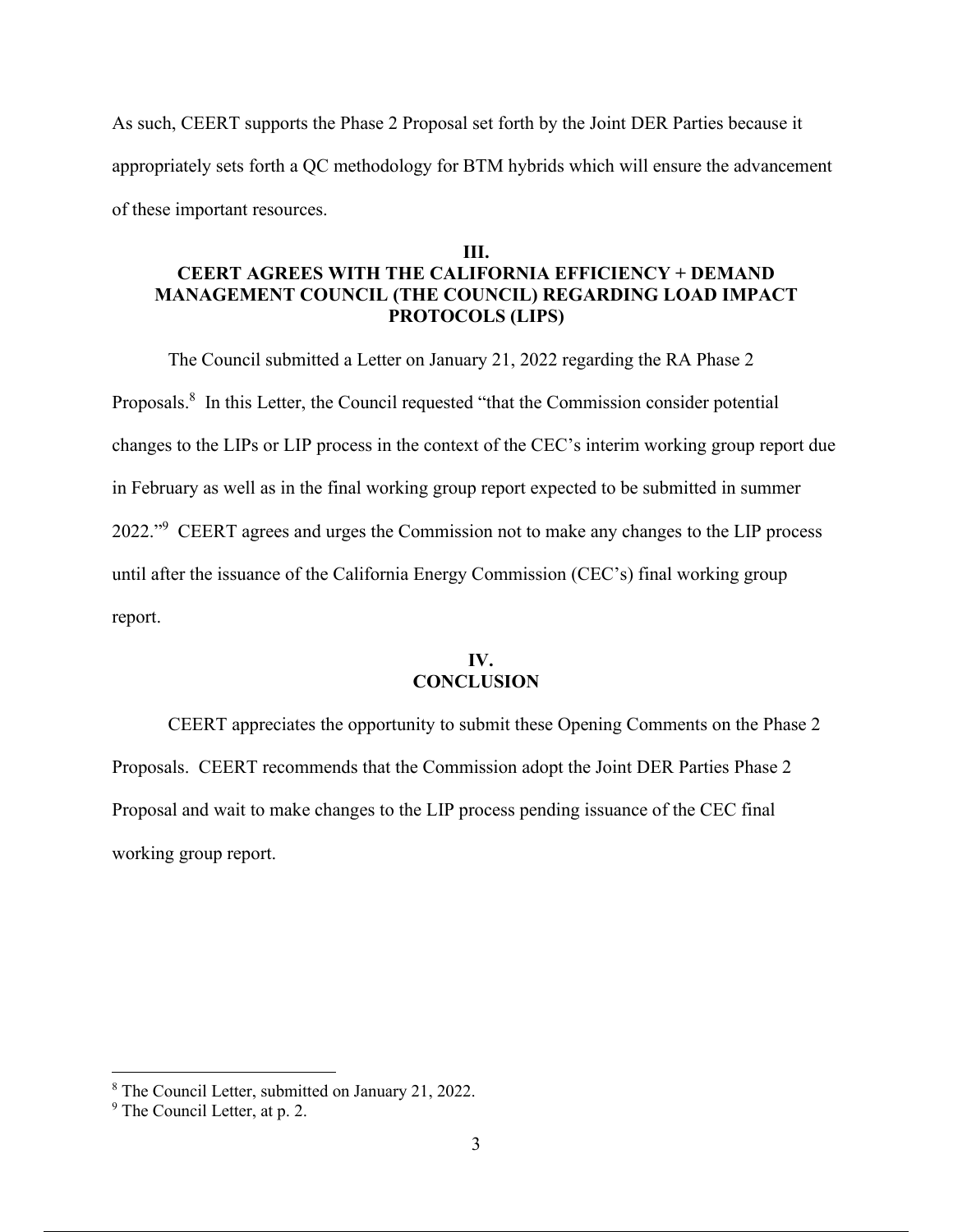As such, CEERT supports the Phase 2 Proposal set forth by the Joint DER Parties because it appropriately sets forth a QC methodology for BTM hybrids which will ensure the advancement of these important resources.

## III.
## CEERT AGREES WITH THE CALIFORNIA EFFICIENCY + DEMAND MANAGEMENT COUNCIL (THE COUNCIL) REGARDING LOAD IMPACT PROTOCOLS (LIPS)

The Council submitted a Letter on January 21, 2022 regarding the RA Phase 2 Proposals.[8] In this Letter, the Council requested "that the Commission consider potential changes to the LIPs or LIP process in the context of the CEC's interim working group report due in February as well as in the final working group report expected to be submitted in summer 2022."[9] CEERT agrees and urges the Commission not to make any changes to the LIP process until after the issuance of the California Energy Commission (CEC's) final working group report.

## IV.
## CONCLUSION

CEERT appreciates the opportunity to submit these Opening Comments on the Phase 2 Proposals. CEERT recommends that the Commission adopt the Joint DER Parties Phase 2 Proposal and wait to make changes to the LIP process pending issuance of the CEC final working group report.

---

[8] The Council Letter, submitted on January 21, 2022.

[9] The Council Letter, at p. 2.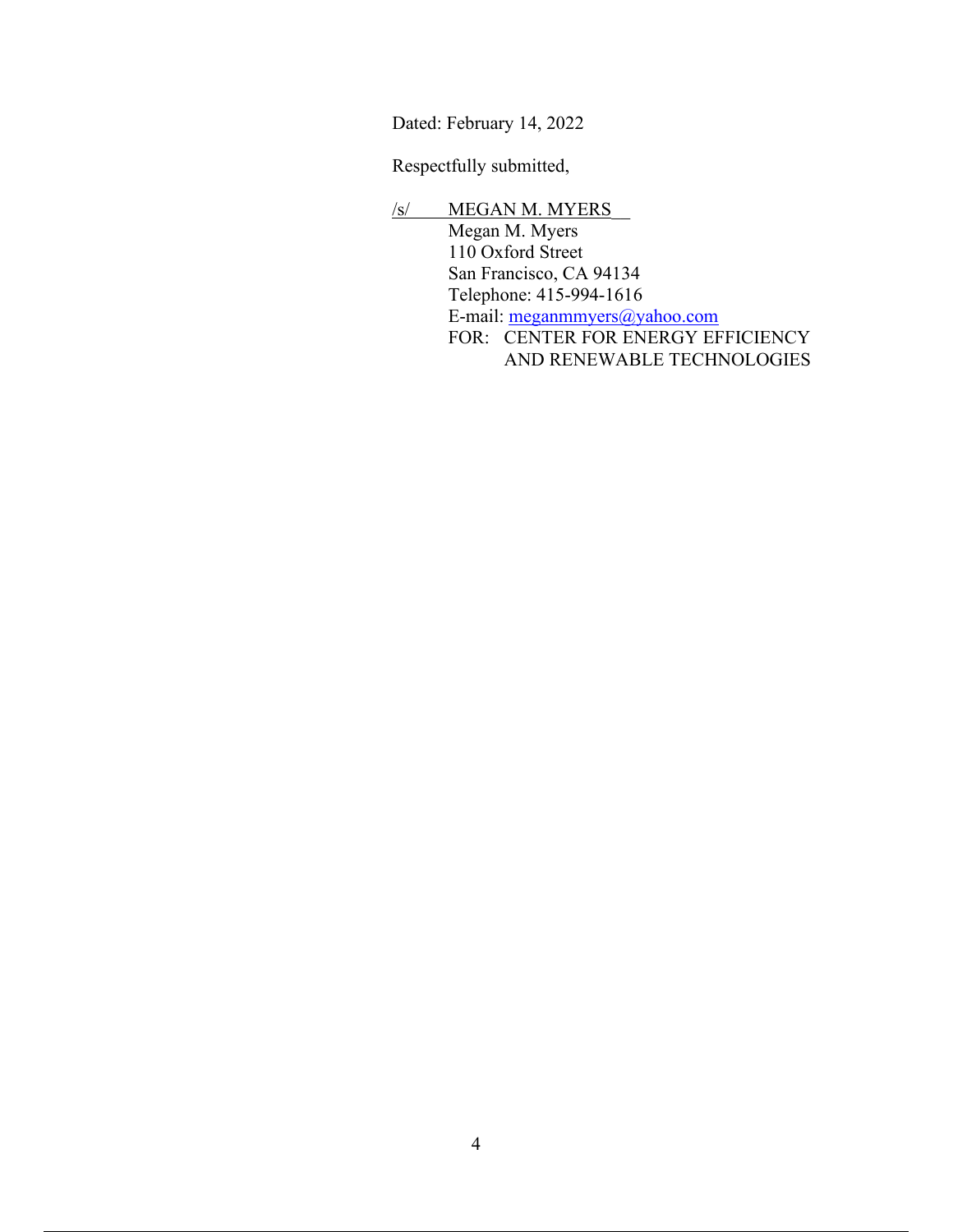Dated: February 14, 2022

Respectfully submitted,

/s/ MEGAN M. MYERS__
Megan M. Myers
110 Oxford Street
San Francisco, CA 94134
Telephone: 415-994-1616
E-mail: meganmmyers@yahoo.com
FOR: CENTER FOR ENERGY EFFICIENCY AND RENEWABLE TECHNOLOGIES